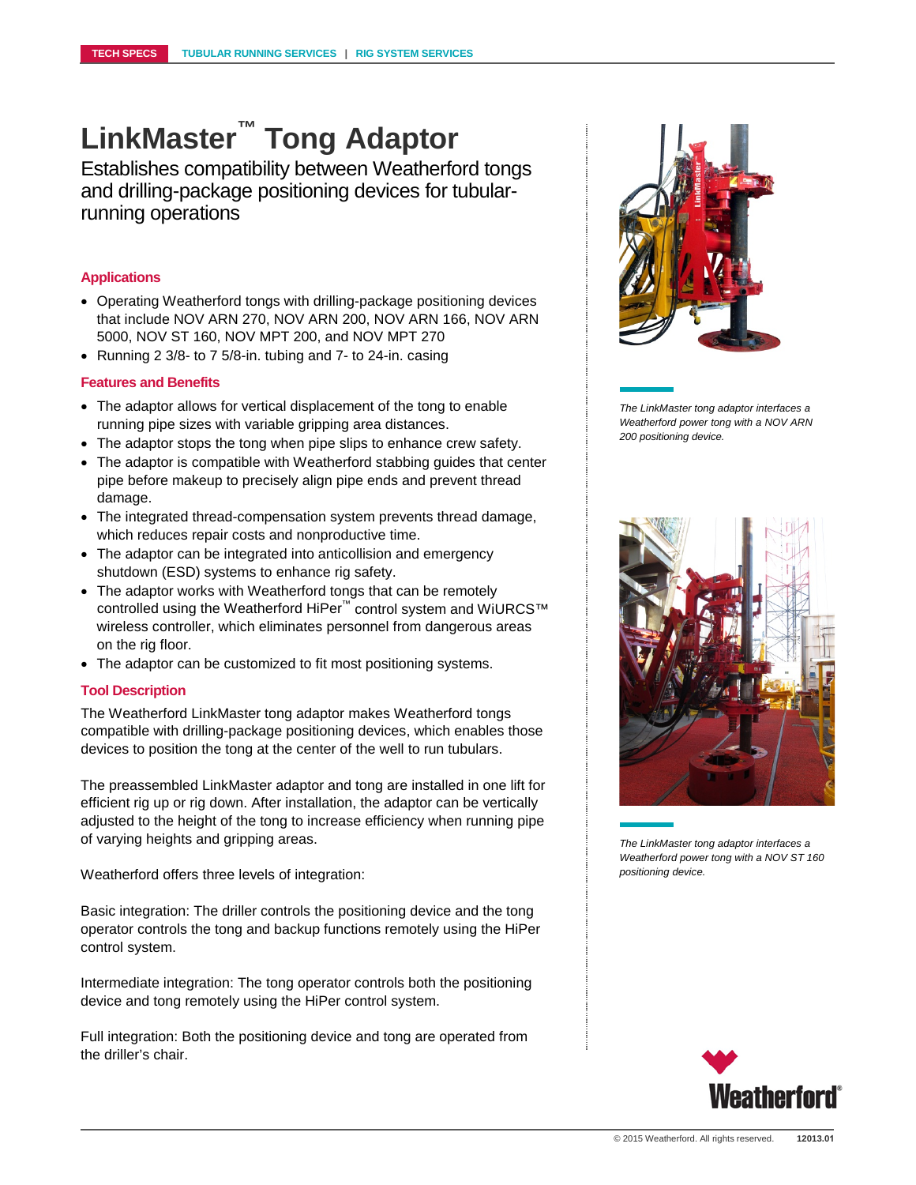TECH SPECS | TUBULAR RUNNING SERVICES | RIG SYSTEM SERVICES

# LinkMaster™ Tong Adaptor

Establishes compatibility between Weatherford tongs and drilling-package positioning devices for tubular-running operations

## Applications

- Operating Weatherford tongs with drilling-package positioning devices that include NOV ARN 270, NOV ARN 200, NOV ARN 166, NOV ARN 5000, NOV ST 160, NOV MPT 200, and NOV MPT 270
- Running 2 3/8- to 7 5/8-in. tubing and 7- to 24-in. casing

## Features and Benefits

- The adaptor allows for vertical displacement of the tong to enable running pipe sizes with variable gripping area distances.
- The adaptor stops the tong when pipe slips to enhance crew safety.
- The adaptor is compatible with Weatherford stabbing guides that center pipe before makeup to precisely align pipe ends and prevent thread damage.
- The integrated thread-compensation system prevents thread damage, which reduces repair costs and nonproductive time.
- The adaptor can be integrated into anticollision and emergency shutdown (ESD) systems to enhance rig safety.
- The adaptor works with Weatherford tongs that can be remotely controlled using the Weatherford HiPer™ control system and WiURCS™ wireless controller, which eliminates personnel from dangerous areas on the rig floor.
- The adaptor can be customized to fit most positioning systems.

## Tool Description

The Weatherford LinkMaster tong adaptor makes Weatherford tongs compatible with drilling-package positioning devices, which enables those devices to position the tong at the center of the well to run tubulars.

The preassembled LinkMaster adaptor and tong are installed in one lift for efficient rig up or rig down. After installation, the adaptor can be vertically adjusted to the height of the tong to increase efficiency when running pipe of varying heights and gripping areas.

Weatherford offers three levels of integration:

Basic integration: The driller controls the positioning device and the tong operator controls the tong and backup functions remotely using the HiPer control system.

Intermediate integration: The tong operator controls both the positioning device and tong remotely using the HiPer control system.

Full integration: Both the positioning device and tong are operated from the driller's chair.

*The LinkMaster tong adaptor interfaces a Weatherford power tong with a NOV ARN 200 positioning device.*

*The LinkMaster tong adaptor interfaces a Weatherford power tong with a NOV ST 160 positioning device.*

© 2015 Weatherford. All rights reserved. 12013.01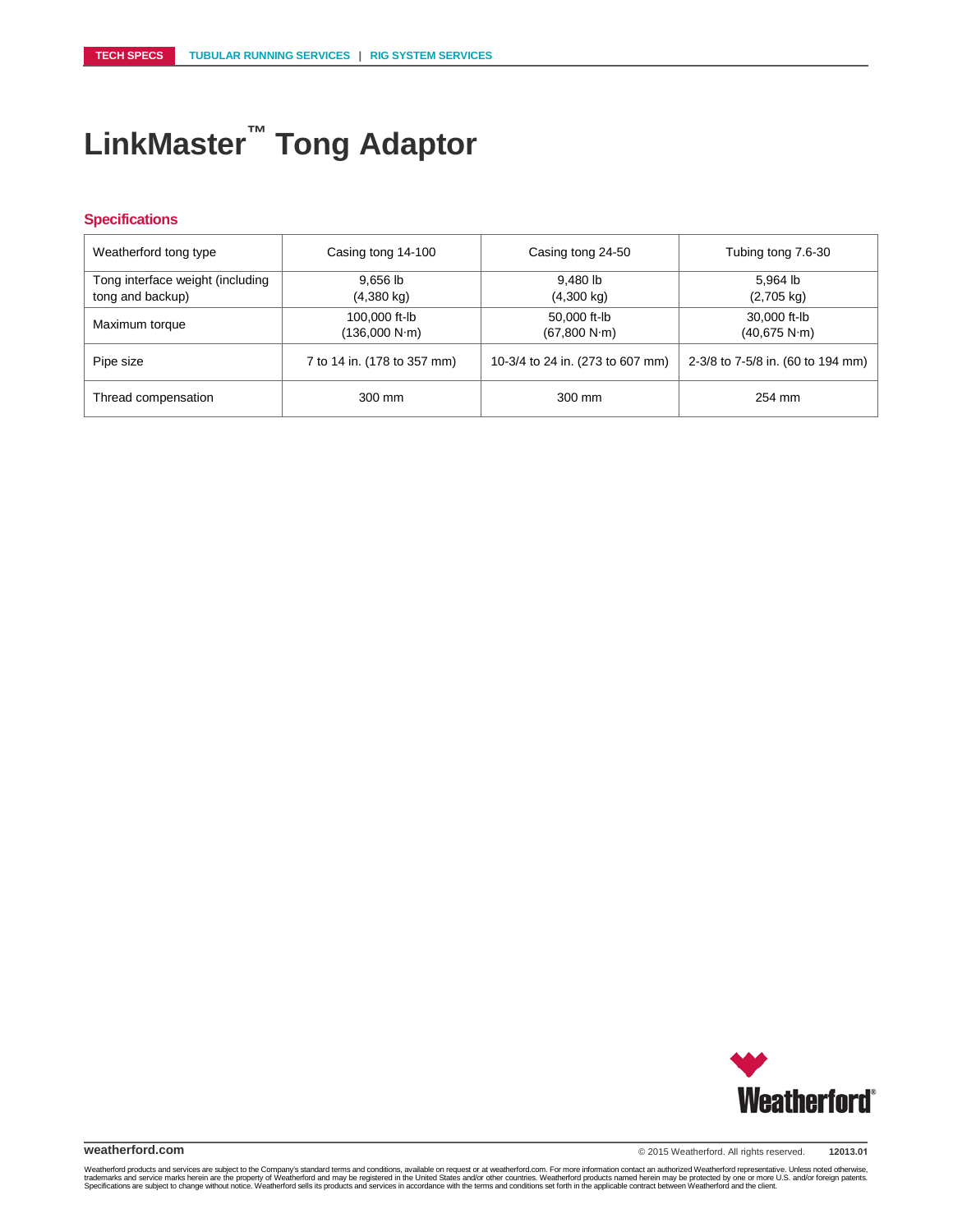# LinkMaster™ Tong Adaptor

## Specifications

| Weatherford tong type | Casing tong 14-100 | Casing tong 24-50 | Tubing tong 7.6-30 |
|---|---|---|---|
| Tong interface weight (including tong and backup) | 9,656 lb<br>(4,380 kg) | 9,480 lb<br>(4,300 kg) | 5,964 lb<br>(2,705 kg) |
| Maximum torque | 100,000 ft-lb<br>(136,000 N·m) | 50,000 ft-lb<br>(67,800 N·m) | 30,000 ft-lb<br>(40,675 N·m) |
| Pipe size | 7 to 14 in. (178 to 357 mm) | 10-3/4 to 24 in. (273 to 607 mm) | 2-3/8 to 7-5/8 in. (60 to 194 mm) |
| Thread compensation | 300 mm | 300 mm | 254 mm |

weatherford.com

© 2015 Weatherford. All rights reserved. 12013.01

Weatherford products and services are subject to the Company's standard terms and conditions, available on request or at weatherford.com. For more information contact an authorized Weatherford representative. Unless noted otherwise, trademarks and service marks herein are the property of Weatherford and may be registered in the United States and/or other countries. Weatherford products named herein may be protected by one or more U.S. and/or foreign patents. Specifications are subject to change without notice. Weatherford sells its products and services in accordance with the terms and conditions set forth in the applicable contract between Weatherford and the client.